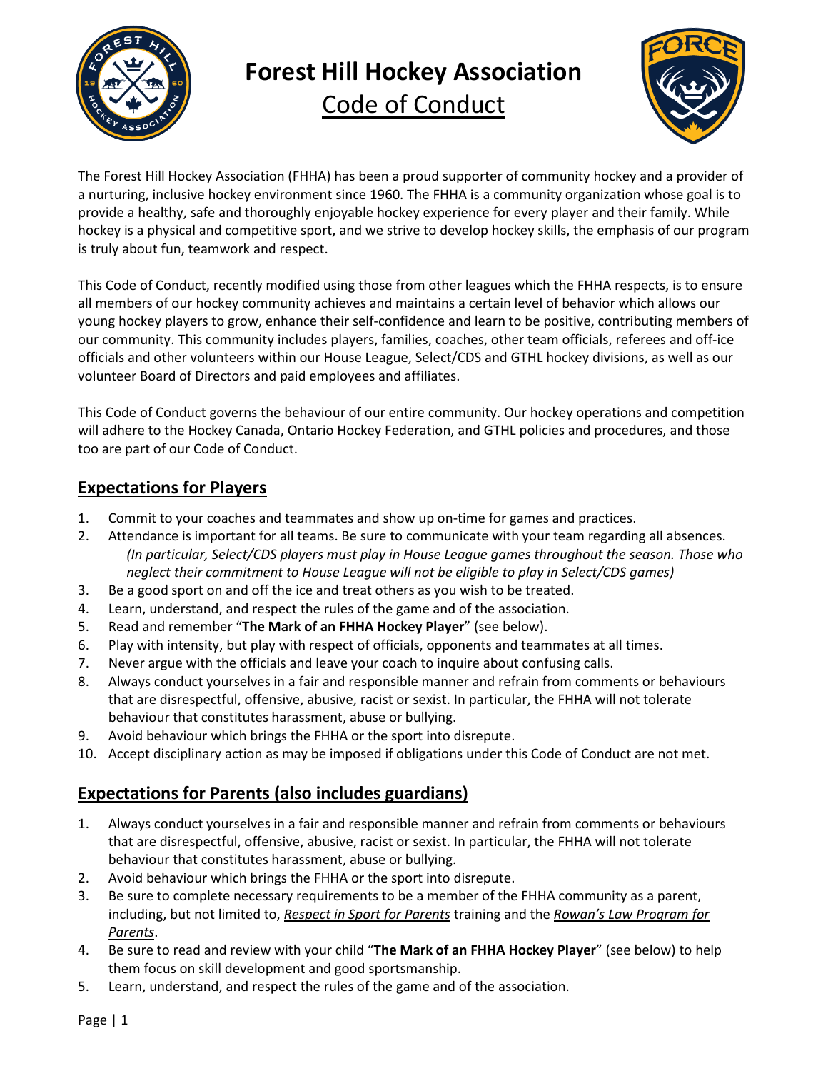# Forest Hill Hockey Association

## Code of Conduct

The Forest Hill Hockey Association (FHHA) has been a proud supporter of community hockey and a provider of a nurturing, inclusive hockey environment since 1960. The FHHA is a community organization whose goal is to provide a healthy, safe and thoroughly enjoyable hockey experience for every player and their family. While hockey is a physical and competitive sport, and we strive to develop hockey skills, the emphasis of our program is truly about fun, teamwork and respect.

This Code of Conduct, recently modified using those from other leagues which the FHHA respects, is to ensure all members of our hockey community achieves and maintains a certain level of behavior which allows our young hockey players to grow, enhance their self-confidence and learn to be positive, contributing members of our community. This community includes players, families, coaches, other team officials, referees and off-ice officials and other volunteers within our House League, Select/CDS and GTHL hockey divisions, as well as our volunteer Board of Directors and paid employees and affiliates.

This Code of Conduct governs the behaviour of our entire community. Our hockey operations and competition will adhere to the Hockey Canada, Ontario Hockey Federation, and GTHL policies and procedures, and those too are part of our Code of Conduct.

## Expectations for Players

1. Commit to your coaches and teammates and show up on-time for games and practices.
2. Attendance is important for all teams. Be sure to communicate with your team regarding all absences. *(In particular, Select/CDS players must play in House League games throughout the season. Those who neglect their commitment to House League will not be eligible to play in Select/CDS games)*
3. Be a good sport on and off the ice and treat others as you wish to be treated.
4. Learn, understand, and respect the rules of the game and of the association.
5. Read and remember "**The Mark of an FHHA Hockey Player**" (see below).
6. Play with intensity, but play with respect of officials, opponents and teammates at all times.
7. Never argue with the officials and leave your coach to inquire about confusing calls.
8. Always conduct yourselves in a fair and responsible manner and refrain from comments or behaviours that are disrespectful, offensive, abusive, racist or sexist. In particular, the FHHA will not tolerate behaviour that constitutes harassment, abuse or bullying.
9. Avoid behaviour which brings the FHHA or the sport into disrepute.
10. Accept disciplinary action as may be imposed if obligations under this Code of Conduct are not met.

## Expectations for Parents (also includes guardians)

1. Always conduct yourselves in a fair and responsible manner and refrain from comments or behaviours that are disrespectful, offensive, abusive, racist or sexist. In particular, the FHHA will not tolerate behaviour that constitutes harassment, abuse or bullying.
2. Avoid behaviour which brings the FHHA or the sport into disrepute.
3. Be sure to complete necessary requirements to be a member of the FHHA community as a parent, including, but not limited to, *Respect in Sport for Parents* training and the *Rowan's Law Program for Parents*.
4. Be sure to read and review with your child "**The Mark of an FHHA Hockey Player**" (see below) to help them focus on skill development and good sportsmanship.
5. Learn, understand, and respect the rules of the game and of the association.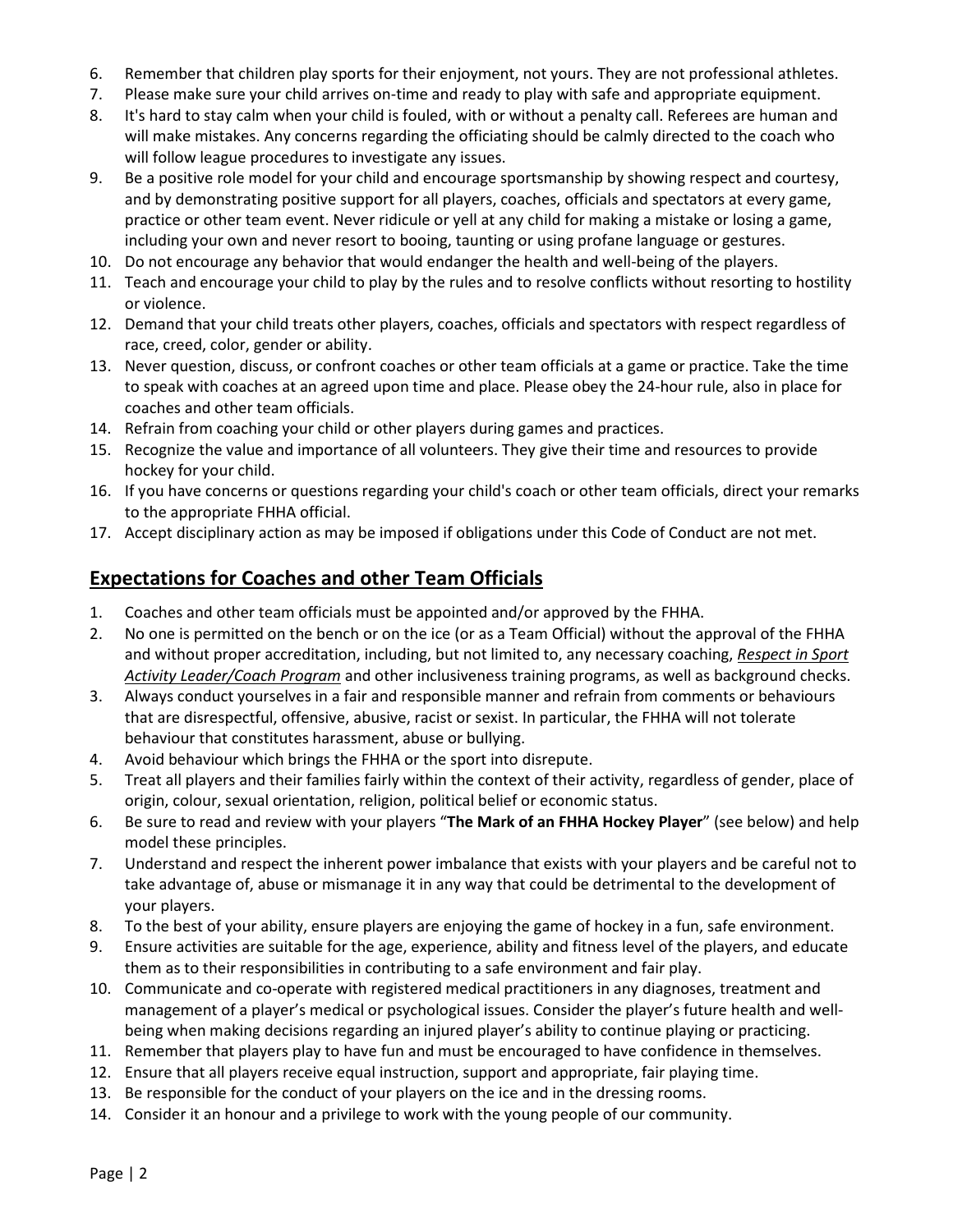6. Remember that children play sports for their enjoyment, not yours. They are not professional athletes.
7. Please make sure your child arrives on-time and ready to play with safe and appropriate equipment.
8. It's hard to stay calm when your child is fouled, with or without a penalty call. Referees are human and will make mistakes. Any concerns regarding the officiating should be calmly directed to the coach who will follow league procedures to investigate any issues.
9. Be a positive role model for your child and encourage sportsmanship by showing respect and courtesy, and by demonstrating positive support for all players, coaches, officials and spectators at every game, practice or other team event. Never ridicule or yell at any child for making a mistake or losing a game, including your own and never resort to booing, taunting or using profane language or gestures.
10. Do not encourage any behavior that would endanger the health and well-being of the players.
11. Teach and encourage your child to play by the rules and to resolve conflicts without resorting to hostility or violence.
12. Demand that your child treats other players, coaches, officials and spectators with respect regardless of race, creed, color, gender or ability.
13. Never question, discuss, or confront coaches or other team officials at a game or practice. Take the time to speak with coaches at an agreed upon time and place. Please obey the 24-hour rule, also in place for coaches and other team officials.
14. Refrain from coaching your child or other players during games and practices.
15. Recognize the value and importance of all volunteers. They give their time and resources to provide hockey for your child.
16. If you have concerns or questions regarding your child's coach or other team officials, direct your remarks to the appropriate FHHA official.
17. Accept disciplinary action as may be imposed if obligations under this Code of Conduct are not met.

## Expectations for Coaches and other Team Officials

1. Coaches and other team officials must be appointed and/or approved by the FHHA.
2. No one is permitted on the bench or on the ice (or as a Team Official) without the approval of the FHHA and without proper accreditation, including, but not limited to, any necessary coaching, *Respect in Sport Activity Leader/Coach Program* and other inclusiveness training programs, as well as background checks.
3. Always conduct yourselves in a fair and responsible manner and refrain from comments or behaviours that are disrespectful, offensive, abusive, racist or sexist. In particular, the FHHA will not tolerate behaviour that constitutes harassment, abuse or bullying.
4. Avoid behaviour which brings the FHHA or the sport into disrepute.
5. Treat all players and their families fairly within the context of their activity, regardless of gender, place of origin, colour, sexual orientation, religion, political belief or economic status.
6. Be sure to read and review with your players "**The Mark of an FHHA Hockey Player**" (see below) and help model these principles.
7. Understand and respect the inherent power imbalance that exists with your players and be careful not to take advantage of, abuse or mismanage it in any way that could be detrimental to the development of your players.
8. To the best of your ability, ensure players are enjoying the game of hockey in a fun, safe environment.
9. Ensure activities are suitable for the age, experience, ability and fitness level of the players, and educate them as to their responsibilities in contributing to a safe environment and fair play.
10. Communicate and co-operate with registered medical practitioners in any diagnoses, treatment and management of a player's medical or psychological issues. Consider the player's future health and well-being when making decisions regarding an injured player's ability to continue playing or practicing.
11. Remember that players play to have fun and must be encouraged to have confidence in themselves.
12. Ensure that all players receive equal instruction, support and appropriate, fair playing time.
13. Be responsible for the conduct of your players on the ice and in the dressing rooms.
14. Consider it an honour and a privilege to work with the young people of our community.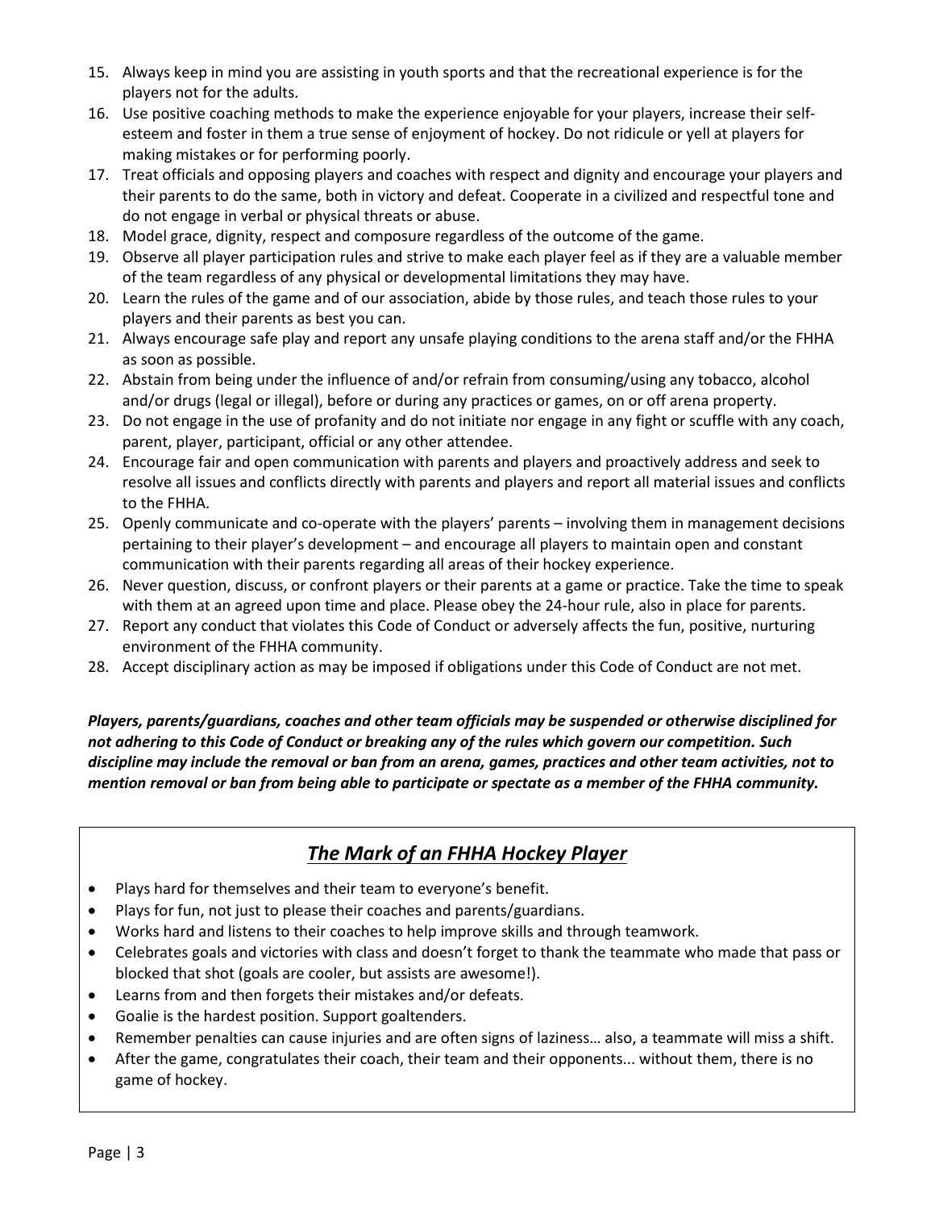15. Always keep in mind you are assisting in youth sports and that the recreational experience is for the players not for the adults.
16. Use positive coaching methods to make the experience enjoyable for your players, increase their self-esteem and foster in them a true sense of enjoyment of hockey. Do not ridicule or yell at players for making mistakes or for performing poorly.
17. Treat officials and opposing players and coaches with respect and dignity and encourage your players and their parents to do the same, both in victory and defeat. Cooperate in a civilized and respectful tone and do not engage in verbal or physical threats or abuse.
18. Model grace, dignity, respect and composure regardless of the outcome of the game.
19. Observe all player participation rules and strive to make each player feel as if they are a valuable member of the team regardless of any physical or developmental limitations they may have.
20. Learn the rules of the game and of our association, abide by those rules, and teach those rules to your players and their parents as best you can.
21. Always encourage safe play and report any unsafe playing conditions to the arena staff and/or the FHHA as soon as possible.
22. Abstain from being under the influence of and/or refrain from consuming/using any tobacco, alcohol and/or drugs (legal or illegal), before or during any practices or games, on or off arena property.
23. Do not engage in the use of profanity and do not initiate nor engage in any fight or scuffle with any coach, parent, player, participant, official or any other attendee.
24. Encourage fair and open communication with parents and players and proactively address and seek to resolve all issues and conflicts directly with parents and players and report all material issues and conflicts to the FHHA.
25. Openly communicate and co-operate with the players' parents – involving them in management decisions pertaining to their player's development – and encourage all players to maintain open and constant communication with their parents regarding all areas of their hockey experience.
26. Never question, discuss, or confront players or their parents at a game or practice. Take the time to speak with them at an agreed upon time and place. Please obey the 24-hour rule, also in place for parents.
27. Report any conduct that violates this Code of Conduct or adversely affects the fun, positive, nurturing environment of the FHHA community.
28. Accept disciplinary action as may be imposed if obligations under this Code of Conduct are not met.

***Players, parents/guardians, coaches and other team officials may be suspended or otherwise disciplined for not adhering to this Code of Conduct or breaking any of the rules which govern our competition. Such discipline may include the removal or ban from an arena, games, practices and other team activities, not to mention removal or ban from being able to participate or spectate as a member of the FHHA community.***

## ***The Mark of an FHHA Hockey Player***

- Plays hard for themselves and their team to everyone's benefit.
- Plays for fun, not just to please their coaches and parents/guardians.
- Works hard and listens to their coaches to help improve skills and through teamwork.
- Celebrates goals and victories with class and doesn't forget to thank the teammate who made that pass or blocked that shot (goals are cooler, but assists are awesome!).
- Learns from and then forgets their mistakes and/or defeats.
- Goalie is the hardest position. Support goaltenders.
- Remember penalties can cause injuries and are often signs of laziness… also, a teammate will miss a shift.
- After the game, congratulates their coach, their team and their opponents... without them, there is no game of hockey.